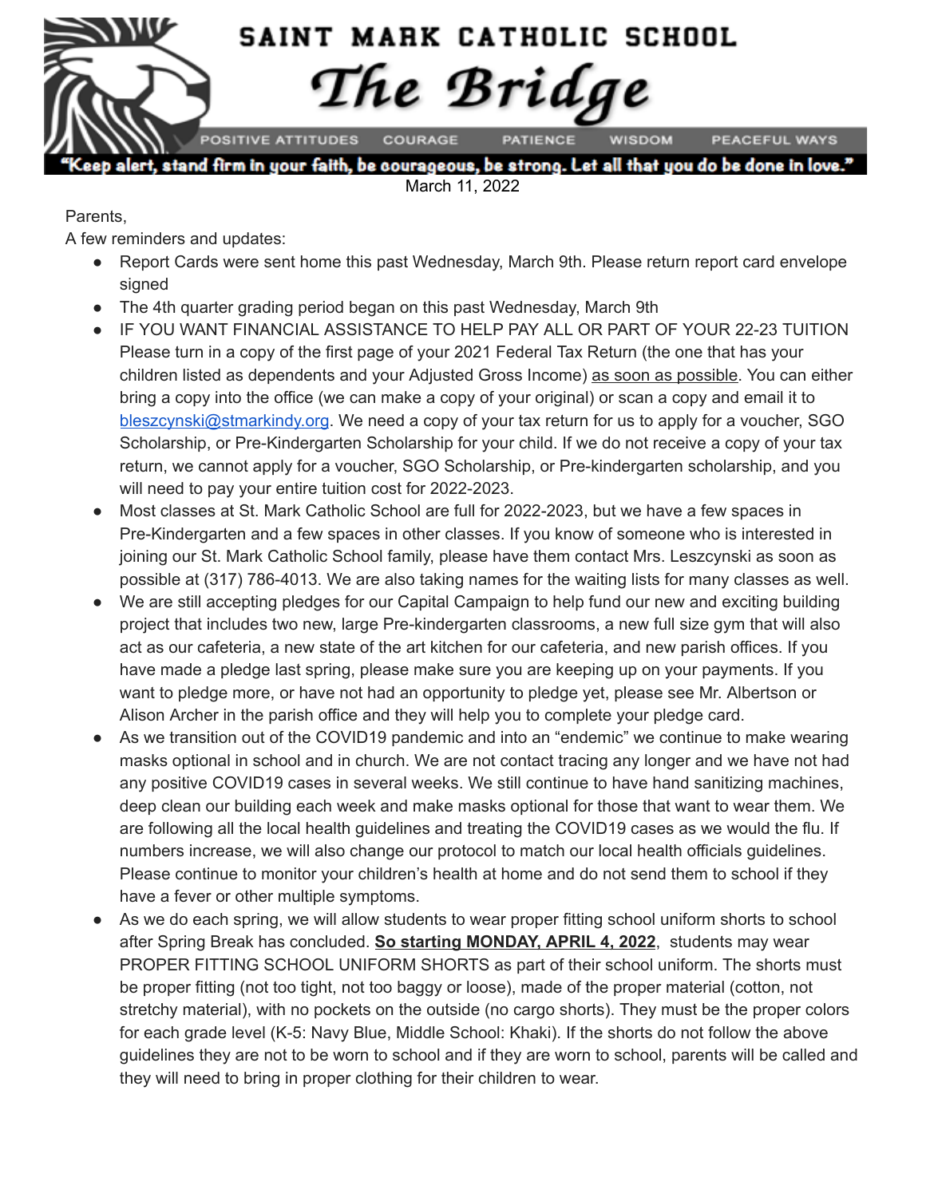# SAINT MARK CATHOLIC SCHOOL

## The Bridge

POSITIVE ATTITUDES | COURAGE | PATIENCE | WISDOM | PEACEFUL WAYS

"Keep alert, stand firm in your faith, be courageous, be strong. Let all that you do be done in love."

March 11, 2022

Parents,

A few reminders and updates:

- Report Cards were sent home this past Wednesday, March 9th. Please return report card envelope signed
- The 4th quarter grading period began on this past Wednesday, March 9th
- IF YOU WANT FINANCIAL ASSISTANCE TO HELP PAY ALL OR PART OF YOUR 22-23 TUITION Please turn in a copy of the first page of your 2021 Federal Tax Return (the one that has your children listed as dependents and your Adjusted Gross Income) as soon as possible. You can either bring a copy into the office (we can make a copy of your original) or scan a copy and email it to bleszcynski@stmarkindy.org. We need a copy of your tax return for us to apply for a voucher, SGO Scholarship, or Pre-Kindergarten Scholarship for your child. If we do not receive a copy of your tax return, we cannot apply for a voucher, SGO Scholarship, or Pre-kindergarten scholarship, and you will need to pay your entire tuition cost for 2022-2023.
- Most classes at St. Mark Catholic School are full for 2022-2023, but we have a few spaces in Pre-Kindergarten and a few spaces in other classes. If you know of someone who is interested in joining our St. Mark Catholic School family, please have them contact Mrs. Leszcynski as soon as possible at (317) 786-4013. We are also taking names for the waiting lists for many classes as well.
- We are still accepting pledges for our Capital Campaign to help fund our new and exciting building project that includes two new, large Pre-kindergarten classrooms, a new full size gym that will also act as our cafeteria, a new state of the art kitchen for our cafeteria, and new parish offices. If you have made a pledge last spring, please make sure you are keeping up on your payments. If you want to pledge more, or have not had an opportunity to pledge yet, please see Mr. Albertson or Alison Archer in the parish office and they will help you to complete your pledge card.
- As we transition out of the COVID19 pandemic and into an "endemic" we continue to make wearing masks optional in school and in church. We are not contact tracing any longer and we have not had any positive COVID19 cases in several weeks. We still continue to have hand sanitizing machines, deep clean our building each week and make masks optional for those that want to wear them. We are following all the local health guidelines and treating the COVID19 cases as we would the flu. If numbers increase, we will also change our protocol to match our local health officials guidelines. Please continue to monitor your children's health at home and do not send them to school if they have a fever or other multiple symptoms.
- As we do each spring, we will allow students to wear proper fitting school uniform shorts to school after Spring Break has concluded. **So starting MONDAY, APRIL 4, 2022**, students may wear PROPER FITTING SCHOOL UNIFORM SHORTS as part of their school uniform. The shorts must be proper fitting (not too tight, not too baggy or loose), made of the proper material (cotton, not stretchy material), with no pockets on the outside (no cargo shorts). They must be the proper colors for each grade level (K-5: Navy Blue, Middle School: Khaki). If the shorts do not follow the above guidelines they are not to be worn to school and if they are worn to school, parents will be called and they will need to bring in proper clothing for their children to wear.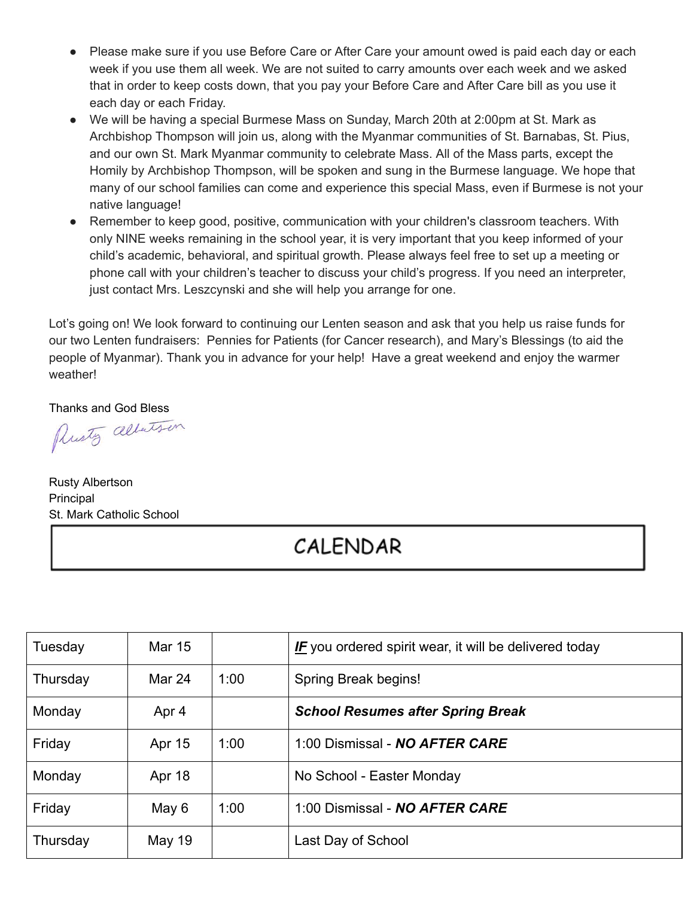- Please make sure if you use Before Care or After Care your amount owed is paid each day or each week if you use them all week. We are not suited to carry amounts over each week and we asked that in order to keep costs down, that you pay your Before Care and After Care bill as you use it each day or each Friday.
- We will be having a special Burmese Mass on Sunday, March 20th at 2:00pm at St. Mark as Archbishop Thompson will join us, along with the Myanmar communities of St. Barnabas, St. Pius, and our own St. Mark Myanmar community to celebrate Mass. All of the Mass parts, except the Homily by Archbishop Thompson, will be spoken and sung in the Burmese language. We hope that many of our school families can come and experience this special Mass, even if Burmese is not your native language!
- Remember to keep good, positive, communication with your children's classroom teachers. With only NINE weeks remaining in the school year, it is very important that you keep informed of your child's academic, behavioral, and spiritual growth. Please always feel free to set up a meeting or phone call with your children's teacher to discuss your child's progress. If you need an interpreter, just contact Mrs. Leszcynski and she will help you arrange for one.

Lot's going on! We look forward to continuing our Lenten season and ask that you help us raise funds for our two Lenten fundraisers: Pennies for Patients (for Cancer research), and Mary's Blessings (to aid the people of Myanmar). Thank you in advance for your help! Have a great weekend and enjoy the warmer weather!

Thanks and God Bless

Rusty Albertson

Rusty Albertson
Principal
St. Mark Catholic School

## CALENDAR

| | | | |
|---|---|---|---|
| Tuesday | Mar 15 | | ***IF*** you ordered spirit wear, it will be delivered today |
| Thursday | Mar 24 | 1:00 | Spring Break begins! |
| Monday | Apr 4 | | ***School Resumes after Spring Break*** |
| Friday | Apr 15 | 1:00 | 1:00 Dismissal - ***NO AFTER CARE*** |
| Monday | Apr 18 | | No School - Easter Monday |
| Friday | May 6 | 1:00 | 1:00 Dismissal - ***NO AFTER CARE*** |
| Thursday | May 19 | | Last Day of School |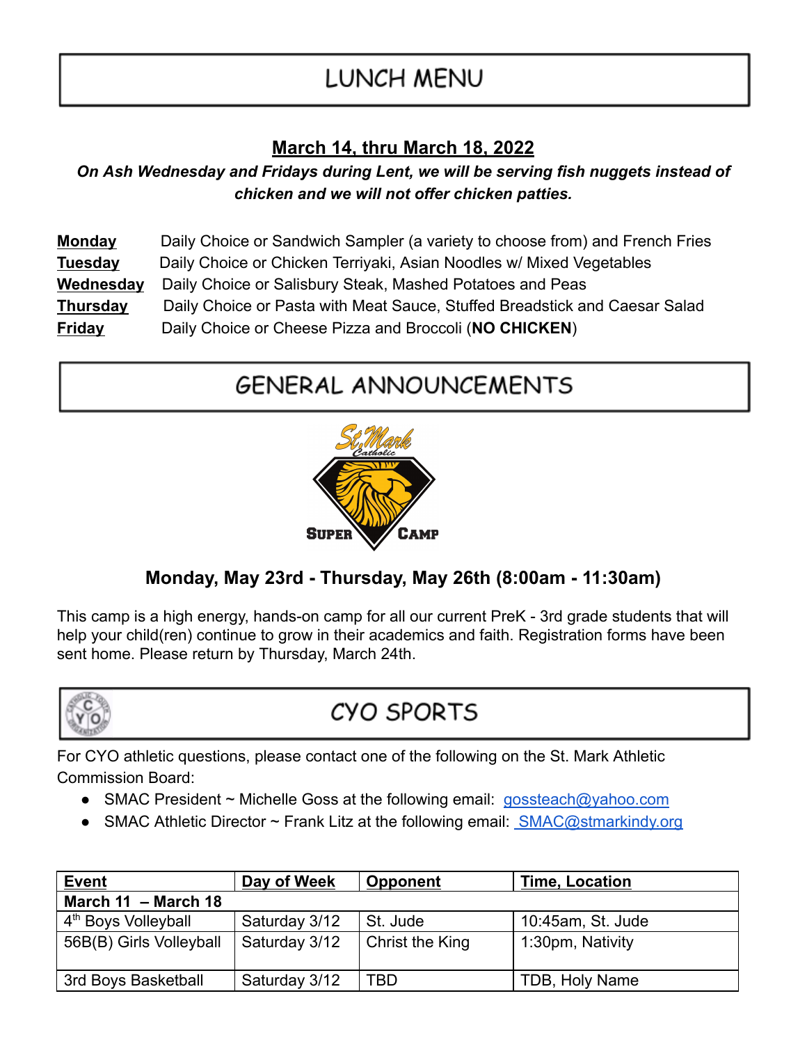# LUNCH MENU

## March 14, thru March 18, 2022

***On Ash Wednesday and Fridays during Lent, we will be serving fish nuggets instead of chicken and we will not offer chicken patties.***

**Monday** Daily Choice or Sandwich Sampler (a variety to choose from) and French Fries
**Tuesday** Daily Choice or Chicken Terriyaki, Asian Noodles w/ Mixed Vegetables
**Wednesday** Daily Choice or Salisbury Steak, Mashed Potatoes and Peas
**Thursday** Daily Choice or Pasta with Meat Sauce, Stuffed Breadstick and Caesar Salad
**Friday** Daily Choice or Cheese Pizza and Broccoli (**NO CHICKEN**)

# GENERAL ANNOUNCEMENTS

St. Mark Catholic SUPER CAMP

### Monday, May 23rd - Thursday, May 26th (8:00am - 11:30am)

This camp is a high energy, hands-on camp for all our current PreK - 3rd grade students that will help your child(ren) continue to grow in their academics and faith. Registration forms have been sent home. Please return by Thursday, March 24th.

# CYO SPORTS

For CYO athletic questions, please contact one of the following on the St. Mark Athletic Commission Board:

- SMAC President ~ Michelle Goss at the following email: gossteach@yahoo.com
- SMAC Athletic Director ~ Frank Litz at the following email: SMAC@stmarkindy.org

| Event | Day of Week | Opponent | Time, Location |
|---|---|---|---|
| **March 11 – March 18** | | | |
| 4th Boys Volleyball | Saturday 3/12 | St. Jude | 10:45am, St. Jude |
| 56B(B) Girls Volleyball | Saturday 3/12 | Christ the King | 1:30pm, Nativity |
| 3rd Boys Basketball | Saturday 3/12 | TBD | TDB, Holy Name |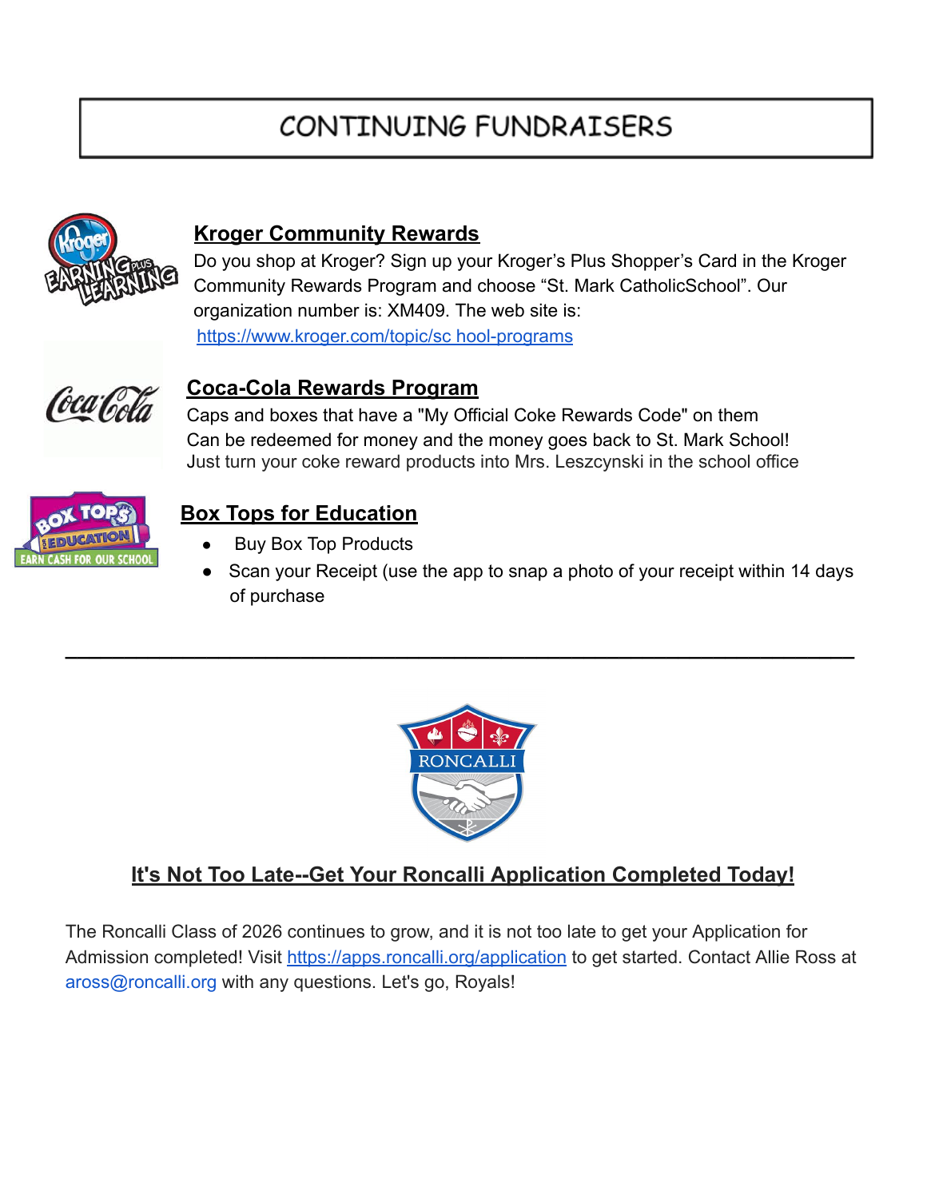# CONTINUING FUNDRAISERS

## Kroger Community Rewards

Do you shop at Kroger? Sign up your Kroger's Plus Shopper's Card in the Kroger Community Rewards Program and choose "St. Mark CatholicSchool". Our organization number is: XM409. The web site is: https://www.kroger.com/topic/sc hool-programs

## Coca-Cola Rewards Program

Caps and boxes that have a "My Official Coke Rewards Code" on them Can be redeemed for money and the money goes back to St. Mark School! Just turn your coke reward products into Mrs. Leszczynski in the school office

## Box Tops for Education

- Buy Box Top Products
- Scan your Receipt (use the app to snap a photo of your receipt within 14 days of purchase

---

## It's Not Too Late--Get Your Roncalli Application Completed Today!

The Roncalli Class of 2026 continues to grow, and it is not too late to get your Application for Admission completed! Visit https://apps.roncalli.org/application to get started. Contact Allie Ross at aross@roncalli.org with any questions. Let's go, Royals!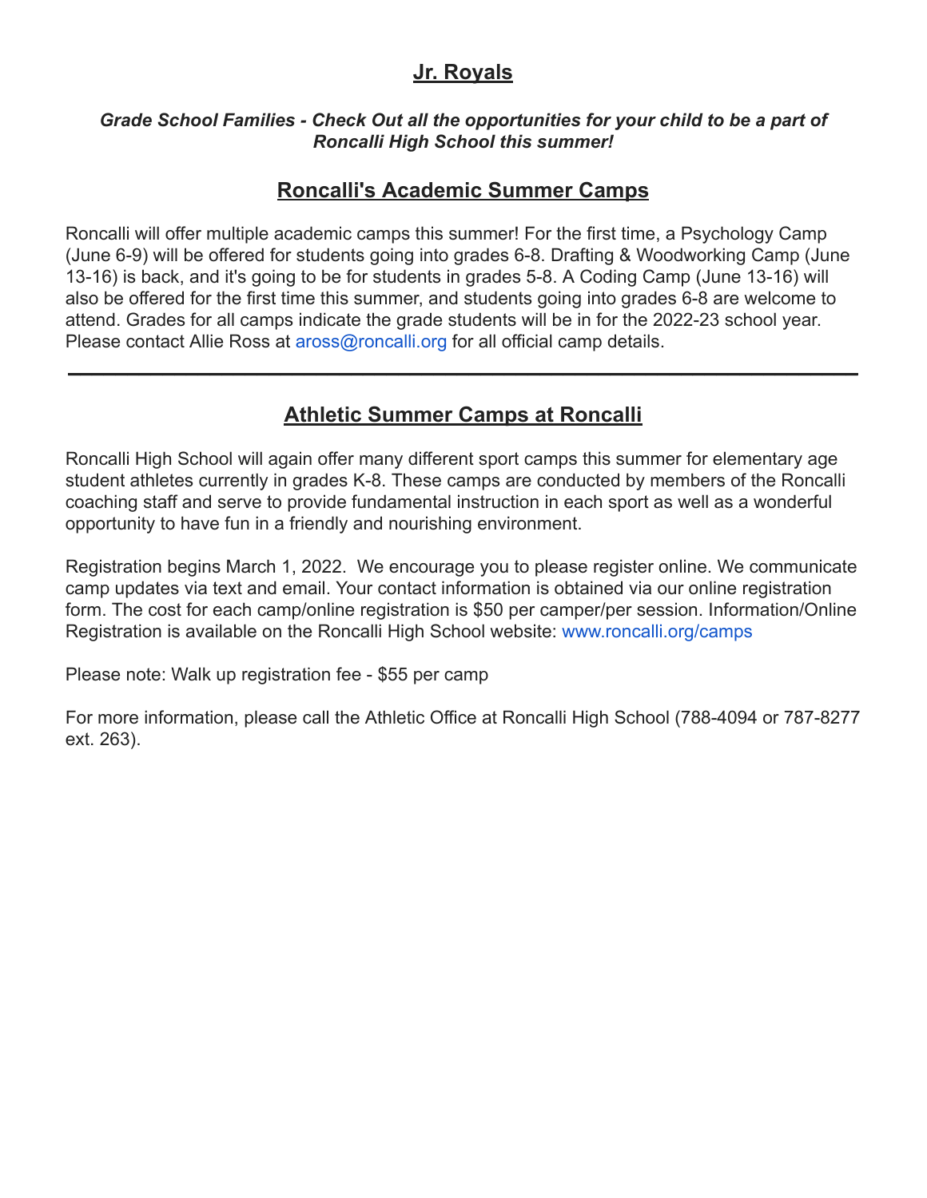## Jr. Royals

***Grade School Families - Check Out all the opportunities for your child to be a part of Roncalli High School this summer!***

## Roncalli's Academic Summer Camps

Roncalli will offer multiple academic camps this summer! For the first time, a Psychology Camp (June 6-9) will be offered for students going into grades 6-8. Drafting & Woodworking Camp (June 13-16) is back, and it's going to be for students in grades 5-8. A Coding Camp (June 13-16) will also be offered for the first time this summer, and students going into grades 6-8 are welcome to attend. Grades for all camps indicate the grade students will be in for the 2022-23 school year. Please contact Allie Ross at aross@roncalli.org for all official camp details.

---

## Athletic Summer Camps at Roncalli

Roncalli High School will again offer many different sport camps this summer for elementary age student athletes currently in grades K-8. These camps are conducted by members of the Roncalli coaching staff and serve to provide fundamental instruction in each sport as well as a wonderful opportunity to have fun in a friendly and nourishing environment.

Registration begins March 1, 2022. We encourage you to please register online. We communicate camp updates via text and email. Your contact information is obtained via our online registration form. The cost for each camp/online registration is $50 per camper/per session. Information/Online Registration is available on the Roncalli High School website: www.roncalli.org/camps

Please note: Walk up registration fee - $55 per camp

For more information, please call the Athletic Office at Roncalli High School (788-4094 or 787-8277 ext. 263).